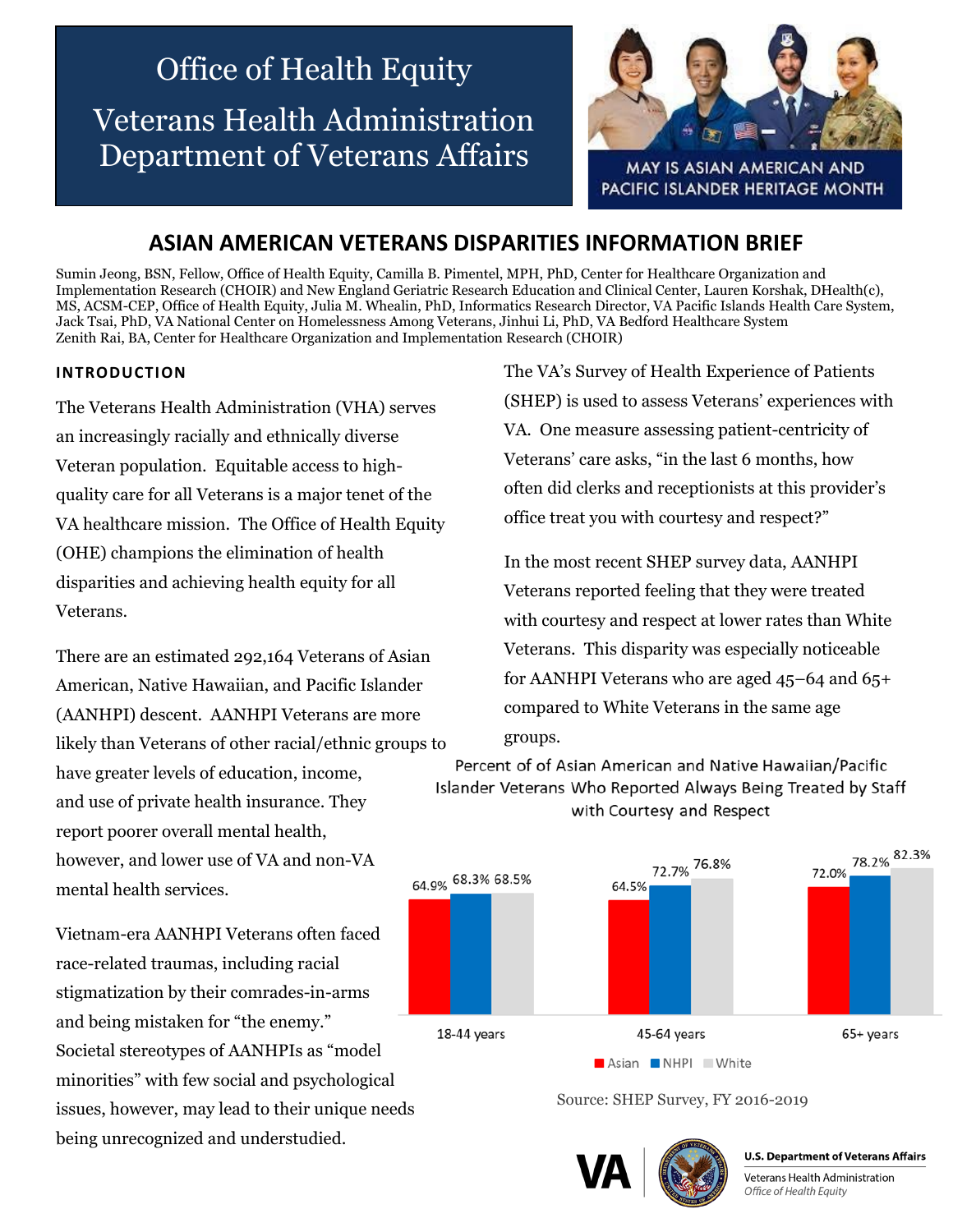# Office of Health Equity

# Veterans Health Administration Department of Veterans Affairs

MAY IS ASIAN AMERICAN AND PACIFIC ISLANDER HERITAGE MONTH

## ASIAN AMERICAN VETERANS DISPARITIES INFORMATION BRIEF

Sumin Jeong, BSN, Fellow, Office of Health Equity, Camilla B. Pimentel, MPH, PhD, Center for Healthcare Organization and Implementation Research (CHOIR) and New England Geriatric Research Education and Clinical Center, Lauren Korshak, DHealth(c), MS, ACSM-CEP, Office of Health Equity, Julia M. Whealin, PhD, Informatics Research Director, VA Pacific Islands Health Care System, Jack Tsai, PhD, VA National Center on Homelessness Among Veterans, Jinhui Li, PhD, VA Bedford Healthcare System
Zenith Rai, BA, Center for Healthcare Organization and Implementation Research (CHOIR)

### INTRODUCTION

The Veterans Health Administration (VHA) serves an increasingly racially and ethnically diverse Veteran population. Equitable access to high-quality care for all Veterans is a major tenet of the VA healthcare mission. The Office of Health Equity (OHE) champions the elimination of health disparities and achieving health equity for all Veterans.

There are an estimated 292,164 Veterans of Asian American, Native Hawaiian, and Pacific Islander (AANHPI) descent. AANHPI Veterans are more likely than Veterans of other racial/ethnic groups to have greater levels of education, income, and use of private health insurance. They report poorer overall mental health, however, and lower use of VA and non-VA mental health services.

Vietnam-era AANHPI Veterans often faced race-related traumas, including racial stigmatization by their comrades-in-arms and being mistaken for "the enemy." Societal stereotypes of AANHPIs as "model minorities" with few social and psychological issues, however, may lead to their unique needs being unrecognized and understudied.

The VA's Survey of Health Experience of Patients (SHEP) is used to assess Veterans' experiences with VA. One measure assessing patient-centricity of Veterans' care asks, "in the last 6 months, how often did clerks and receptionists at this provider's office treat you with courtesy and respect?"

In the most recent SHEP survey data, AANHPI Veterans reported feeling that they were treated with courtesy and respect at lower rates than White Veterans. This disparity was especially noticeable for AANHPI Veterans who are aged 45–64 and 65+ compared to White Veterans in the same age groups.

Percent of of Asian American and Native Hawaiian/Pacific Islander Veterans Who Reported Always Being Treated by Staff with Courtesy and Respect

| | Asian | NHPI | White |
|---|---|---|---|
| 18-44 years | 64.9% | 68.3% | 68.5% |
| 45-64 years | 64.5% | 72.7% | 76.8% |
| 65+ years | 72.0% | 78.2% | 82.3% |

Source: SHEP Survey, FY 2016-2019

U.S. Department of Veterans Affairs
Veterans Health Administration
*Office of Health Equity*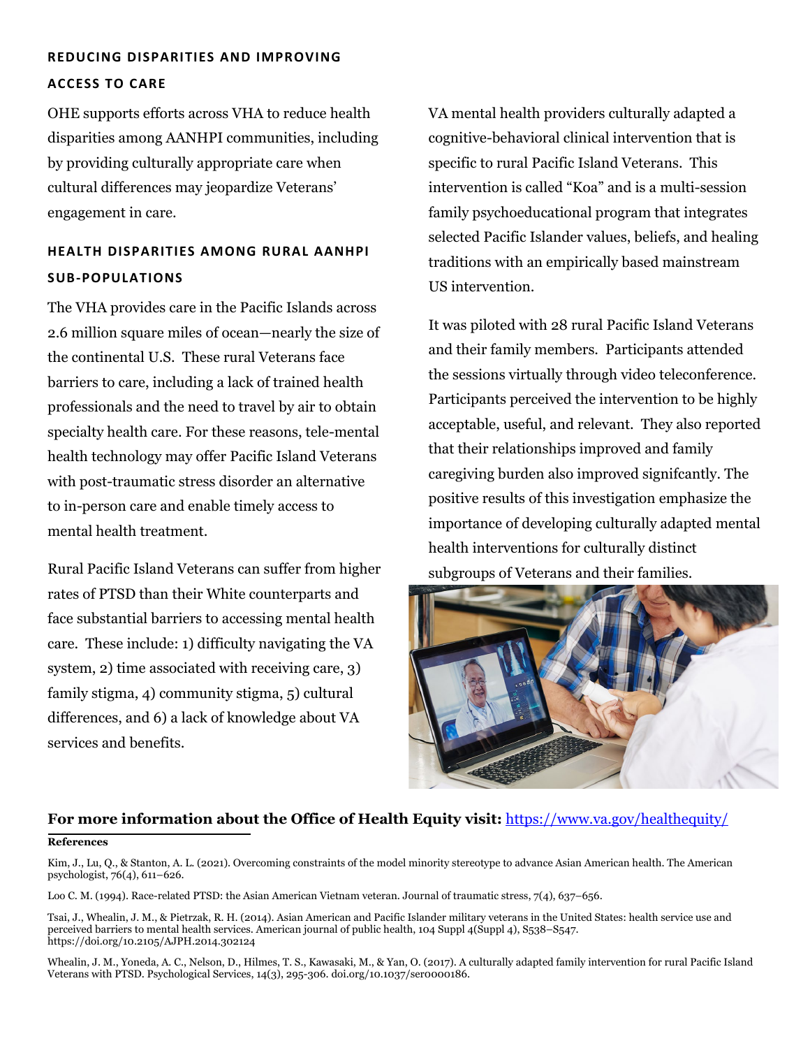## REDUCING DISPARITIES AND IMPROVING ACCESS TO CARE

OHE supports efforts across VHA to reduce health disparities among AANHPI communities, including by providing culturally appropriate care when cultural differences may jeopardize Veterans' engagement in care.

## HEALTH DISPARITIES AMONG RURAL AANHPI SUB-POPULATIONS

The VHA provides care in the Pacific Islands across 2.6 million square miles of ocean—nearly the size of the continental U.S. These rural Veterans face barriers to care, including a lack of trained health professionals and the need to travel by air to obtain specialty health care. For these reasons, tele-mental health technology may offer Pacific Island Veterans with post-traumatic stress disorder an alternative to in-person care and enable timely access to mental health treatment.

Rural Pacific Island Veterans can suffer from higher rates of PTSD than their White counterparts and face substantial barriers to accessing mental health care. These include: 1) difficulty navigating the VA system, 2) time associated with receiving care, 3) family stigma, 4) community stigma, 5) cultural differences, and 6) a lack of knowledge about VA services and benefits.

VA mental health providers culturally adapted a cognitive-behavioral clinical intervention that is specific to rural Pacific Island Veterans. This intervention is called "Koa" and is a multi-session family psychoeducational program that integrates selected Pacific Islander values, beliefs, and healing traditions with an empirically based mainstream US intervention.

It was piloted with 28 rural Pacific Island Veterans and their family members. Participants attended the sessions virtually through video teleconference. Participants perceived the intervention to be highly acceptable, useful, and relevant. They also reported that their relationships improved and family caregiving burden also improved signifcantly. The positive results of this investigation emphasize the importance of developing culturally adapted mental health interventions for culturally distinct subgroups of Veterans and their families.

**For more information about the Office of Health Equity visit:** https://www.va.gov/healthequity/

**References**

Kim, J., Lu, Q., & Stanton, A. L. (2021). Overcoming constraints of the model minority stereotype to advance Asian American health. The American psychologist, 76(4), 611–626.

Loo C. M. (1994). Race-related PTSD: the Asian American Vietnam veteran. Journal of traumatic stress, 7(4), 637–656.

Tsai, J., Whealin, J. M., & Pietrzak, R. H. (2014). Asian American and Pacific Islander military veterans in the United States: health service use and perceived barriers to mental health services. American journal of public health, 104 Suppl 4(Suppl 4), S538–S547. https://doi.org/10.2105/AJPH.2014.302124

Whealin, J. M., Yoneda, A. C., Nelson, D., Hilmes, T. S., Kawasaki, M., & Yan, O. (2017). A culturally adapted family intervention for rural Pacific Island Veterans with PTSD. Psychological Services, 14(3), 295-306. doi.org/10.1037/ser0000186.